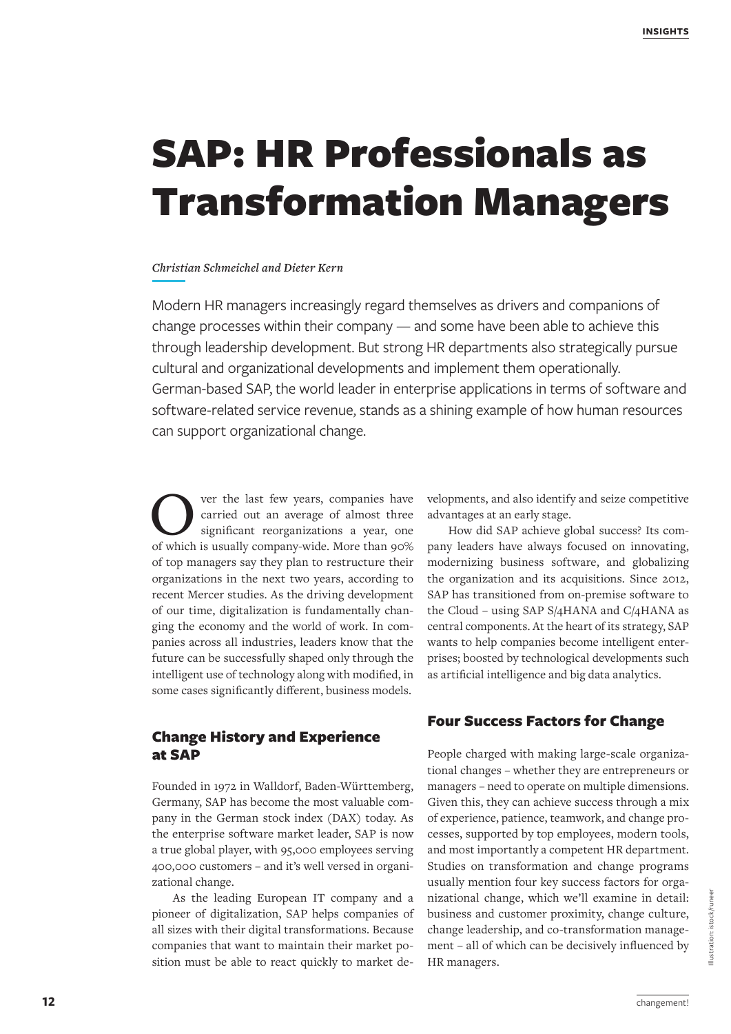# SAP: HR Professionals as Transformation Managers

*Christian Schmeichel and Dieter Kern*

Modern HR managers increasingly regard themselves as drivers and companions of change processes within their company — and some have been able to achieve this through leadership development. But strong HR departments also strategically pursue cultural and organizational developments and implement them operationally. German-based SAP, the world leader in enterprise applications in terms of software and software-related service revenue, stands as a shining example of how human resources can support organizational change.

Over the last few years, companies have carried out an average of almost three significant reorganizations a year, one of which is usually company-wide. More than 90% of top managers say they plan to restructure their organizations in the next two years, according to recent Mercer studies. As the driving development of our time, digitalization is fundamentally changing the economy and the world of work. In companies across all industries, leaders know that the future can be successfully shaped only through the intelligent use of technology along with modified, in some cases significantly different, business models.

## Change History and Experience at SAP

Founded in 1972 in Walldorf, Baden-Württemberg, Germany, SAP has become the most valuable company in the German stock index (DAX) today. As the enterprise software market leader, SAP is now a true global player, with 95,000 employees serving 400,000 customers – and it's well versed in organizational change.

As the leading European IT company and a pioneer of digitalization, SAP helps companies of all sizes with their digital transformations. Because companies that want to maintain their market position must be able to react quickly to market developments, and also identify and seize competitive advantages at an early stage.

How did SAP achieve global success? Its company leaders have always focused on innovating, modernizing business software, and globalizing the organization and its acquisitions. Since 2012, SAP has transitioned from on-premise software to the Cloud – using SAP S/4HANA and C/4HANA as central components. At the heart of its strategy, SAP wants to help companies become intelligent enterprises; boosted by technological developments such as artificial intelligence and big data analytics.

## Four Success Factors for Change

People charged with making large-scale organizational changes – whether they are entrepreneurs or managers – need to operate on multiple dimensions. Given this, they can achieve success through a mix of experience, patience, teamwork, and change processes, supported by top employees, modern tools, and most importantly a competent HR department. Studies on transformation and change programs usually mention four key success factors for organizational change, which we'll examine in detail: business and customer proximity, change culture, change leadership, and co-transformation management – all of which can be decisively influenced by HR managers.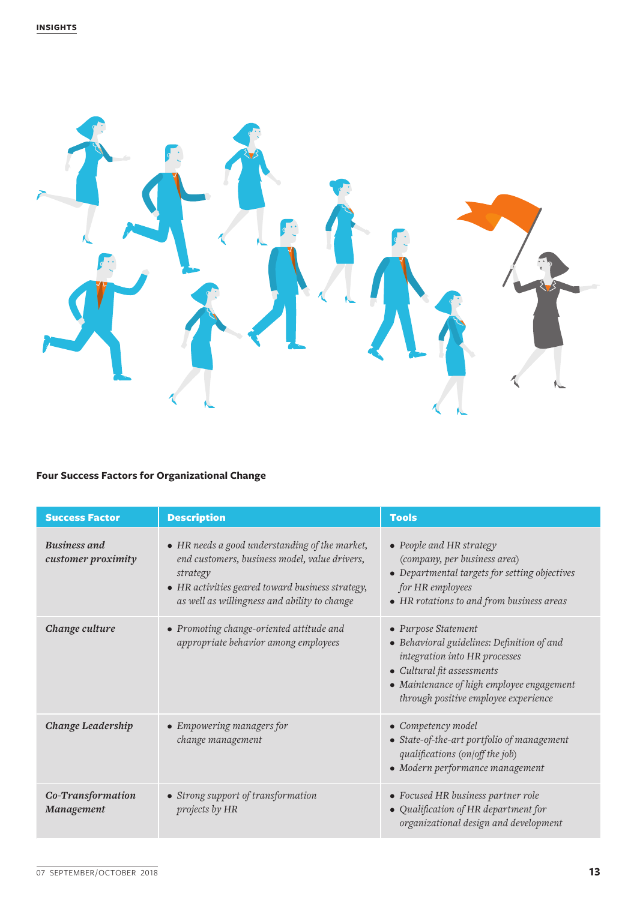**Four Success Factors for Organizational Change**

| Success Factor | Description | Tools |
|---|---|---|
| *Business and customer proximity* | • *HR needs a good understanding of the market, end customers, business model, value drivers, strategy*<br>• *HR activities geared toward business strategy, as well as willingness and ability to change* | • *People and HR strategy (company, per business area)*<br>• *Departmental targets for setting objectives for HR employees*<br>• *HR rotations to and from business areas* |
| *Change culture* | • *Promoting change-oriented attitude and appropriate behavior among employees* | • *Purpose Statement*<br>• *Behavioral guidelines: Definition of and integration into HR processes*<br>• *Cultural fit assessments*<br>• *Maintenance of high employee engagement through positive employee experience* |
| *Change Leadership* | • *Empowering managers for change management* | • *Competency model*<br>• *State-of-the-art portfolio of management qualifications (on/off the job)*<br>• *Modern performance management* |
| *Co-Transformation Management* | • *Strong support of transformation projects by HR* | • *Focused HR business partner role*<br>• *Qualification of HR department for organizational design and development* |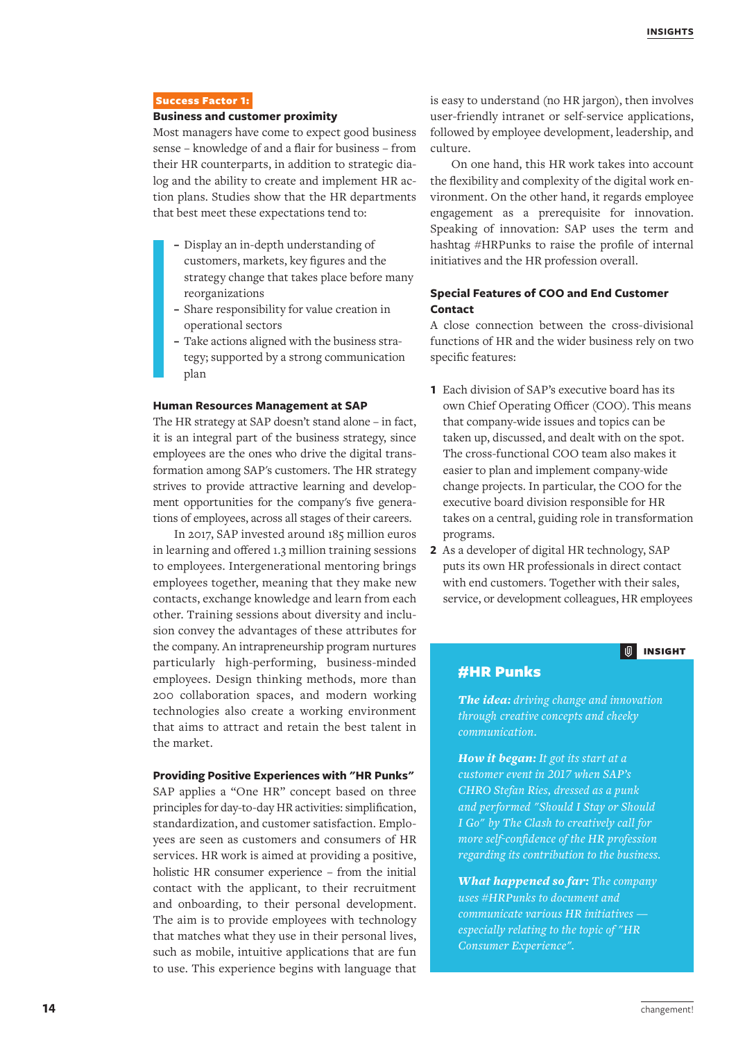**Success Factor 1:**

### Business and customer proximity

Most managers have come to expect good business sense – knowledge of and a flair for business – from their HR counterparts, in addition to strategic dialog and the ability to create and implement HR action plans. Studies show that the HR departments that best meet these expectations tend to:

- Display an in-depth understanding of customers, markets, key figures and the strategy change that takes place before many reorganizations
- Share responsibility for value creation in operational sectors
- Take actions aligned with the business strategy; supported by a strong communication plan

### Human Resources Management at SAP

The HR strategy at SAP doesn't stand alone – in fact, it is an integral part of the business strategy, since employees are the ones who drive the digital transformation among SAP's customers. The HR strategy strives to provide attractive learning and development opportunities for the company's five generations of employees, across all stages of their careers.

In 2017, SAP invested around 185 million euros in learning and offered 1.3 million training sessions to employees. Intergenerational mentoring brings employees together, meaning that they make new contacts, exchange knowledge and learn from each other. Training sessions about diversity and inclusion convey the advantages of these attributes for the company. An intrapreneurship program nurtures particularly high-performing, business-minded employees. Design thinking methods, more than 200 collaboration spaces, and modern working technologies also create a working environment that aims to attract and retain the best talent in the market.

### Providing Positive Experiences with "HR Punks"

SAP applies a "One HR" concept based on three principles for day-to-day HR activities: simplification, standardization, and customer satisfaction. Employees are seen as customers and consumers of HR services. HR work is aimed at providing a positive, holistic HR consumer experience – from the initial contact with the applicant, to their recruitment and onboarding, to their personal development. The aim is to provide employees with technology that matches what they use in their personal lives, such as mobile, intuitive applications that are fun to use. This experience begins with language that is easy to understand (no HR jargon), then involves user-friendly intranet or self-service applications, followed by employee development, leadership, and culture.

On one hand, this HR work takes into account the flexibility and complexity of the digital work environment. On the other hand, it regards employee engagement as a prerequisite for innovation. Speaking of innovation: SAP uses the term and hashtag #HRPunks to raise the profile of internal initiatives and the HR profession overall.

### Special Features of COO and End Customer Contact

A close connection between the cross-divisional functions of HR and the wider business rely on two specific features:

1. Each division of SAP's executive board has its own Chief Operating Officer (COO). This means that company-wide issues and topics can be taken up, discussed, and dealt with on the spot. The cross-functional COO team also makes it easier to plan and implement company-wide change projects. In particular, the COO for the executive board division responsible for HR takes on a central, guiding role in transformation programs.
2. As a developer of digital HR technology, SAP puts its own HR professionals in direct contact with end customers. Together with their sales, service, or development colleagues, HR employees

**INSIGHT**

## #HR Punks

***The idea:*** *driving change and innovation through creative concepts and cheeky communication.*

***How it began:*** *It got its start at a customer event in 2017 when SAP's CHRO Stefan Ries, dressed as a punk and performed "Should I Stay or Should I Go" by The Clash to creatively call for more self-confidence of the HR profession regarding its contribution to the business.*

***What happened so far:*** *The company uses #HRPunks to document and communicate various HR initiatives — especially relating to the topic of "HR Consumer Experience".*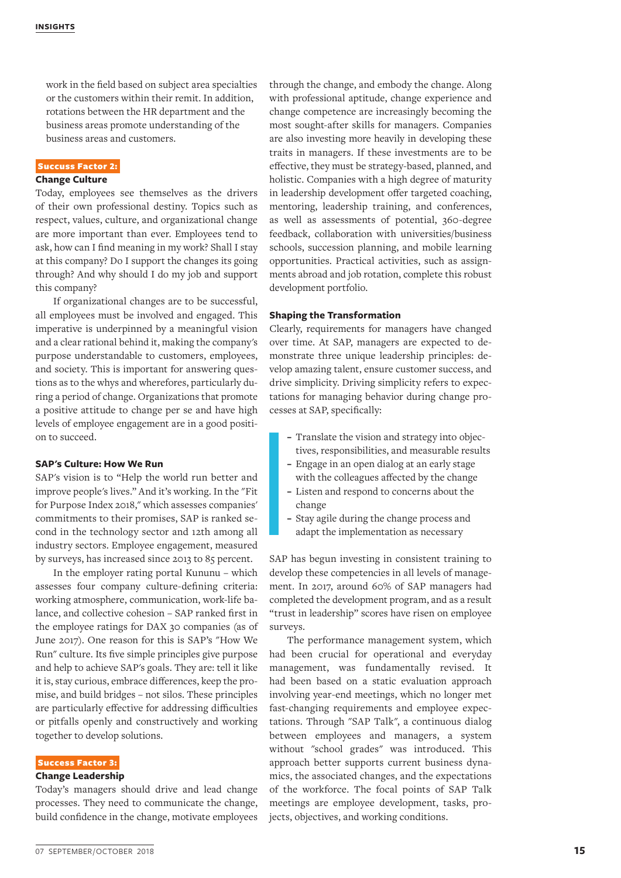work in the field based on subject area specialties or the customers within their remit. In addition, rotations between the HR department and the business areas promote understanding of the business areas and customers.

**Success Factor 2:**

### Change Culture

Today, employees see themselves as the drivers of their own professional destiny. Topics such as respect, values, culture, and organizational change are more important than ever. Employees tend to ask, how can I find meaning in my work? Shall I stay at this company? Do I support the changes its going through? And why should I do my job and support this company?

If organizational changes are to be successful, all employees must be involved and engaged. This imperative is underpinned by a meaningful vision and a clear rational behind it, making the company's purpose understandable to customers, employees, and society. This is important for answering questions as to the whys and wherefores, particularly during a period of change. Organizations that promote a positive attitude to change per se and have high levels of employee engagement are in a good position to succeed.

### SAP's Culture: How We Run

SAP's vision is to "Help the world run better and improve people's lives." And it's working. In the "Fit for Purpose Index 2018," which assesses companies' commitments to their promises, SAP is ranked second in the technology sector and 12th among all industry sectors. Employee engagement, measured by surveys, has increased since 2013 to 85 percent.

In the employer rating portal Kununu – which assesses four company culture-defining criteria: working atmosphere, communication, work-life balance, and collective cohesion – SAP ranked first in the employee ratings for DAX 30 companies (as of June 2017). One reason for this is SAP's "How We Run" culture. Its five simple principles give purpose and help to achieve SAP's goals. They are: tell it like it is, stay curious, embrace differences, keep the promise, and build bridges – not silos. These principles are particularly effective for addressing difficulties or pitfalls openly and constructively and working together to develop solutions.

**Success Factor 3:**

### Change Leadership

Today's managers should drive and lead change processes. They need to communicate the change, build confidence in the change, motivate employees through the change, and embody the change. Along with professional aptitude, change experience and change competence are increasingly becoming the most sought-after skills for managers. Companies are also investing more heavily in developing these traits in managers. If these investments are to be effective, they must be strategy-based, planned, and holistic. Companies with a high degree of maturity in leadership development offer targeted coaching, mentoring, leadership training, and conferences, as well as assessments of potential, 360-degree feedback, collaboration with universities/business schools, succession planning, and mobile learning opportunities. Practical activities, such as assignments abroad and job rotation, complete this robust development portfolio.

### Shaping the Transformation

Clearly, requirements for managers have changed over time. At SAP, managers are expected to demonstrate three unique leadership principles: develop amazing talent, ensure customer success, and drive simplicity. Driving simplicity refers to expectations for managing behavior during change processes at SAP, specifically:

- Translate the vision and strategy into objectives, responsibilities, and measurable results
- Engage in an open dialog at an early stage with the colleagues affected by the change
- Listen and respond to concerns about the change
- Stay agile during the change process and adapt the implementation as necessary

SAP has begun investing in consistent training to develop these competencies in all levels of management. In 2017, around 60% of SAP managers had completed the development program, and as a result "trust in leadership" scores have risen on employee surveys.

The performance management system, which had been crucial for operational and everyday management, was fundamentally revised. It had been based on a static evaluation approach involving year-end meetings, which no longer met fast-changing requirements and employee expectations. Through "SAP Talk", a continuous dialog between employees and managers, a system without "school grades" was introduced. This approach better supports current business dynamics, the associated changes, and the expectations of the workforce. The focal points of SAP Talk meetings are employee development, tasks, projects, objectives, and working conditions.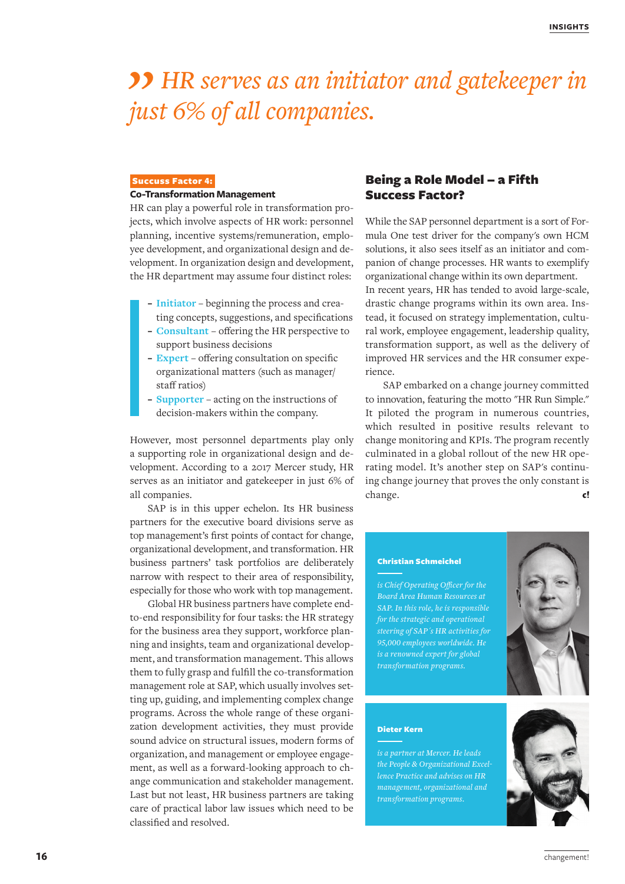> HR serves as an initiator and gatekeeper in just 6% of all companies.

**Success Factor 4:**

### Co-Transformation Management

HR can play a powerful role in transformation projects, which involve aspects of HR work: personnel planning, incentive systems/remuneration, employee development, and organizational design and development. In organization design and development, the HR department may assume four distinct roles:

- **Initiator** – beginning the process and creating concepts, suggestions, and specifications
- **Consultant** – offering the HR perspective to support business decisions
- **Expert** – offering consultation on specific organizational matters (such as manager/staff ratios)
- **Supporter** – acting on the instructions of decision-makers within the company.

However, most personnel departments play only a supporting role in organizational design and development. According to a 2017 Mercer study, HR serves as an initiator and gatekeeper in just 6% of all companies.

SAP is in this upper echelon. Its HR business partners for the executive board divisions serve as top management's first points of contact for change, organizational development, and transformation. HR business partners' task portfolios are deliberately narrow with respect to their area of responsibility, especially for those who work with top management.

Global HR business partners have complete end-to-end responsibility for four tasks: the HR strategy for the business area they support, workforce planning and insights, team and organizational development, and transformation management. This allows them to fully grasp and fulfill the co-transformation management role at SAP, which usually involves setting up, guiding, and implementing complex change programs. Across the whole range of these organization development activities, they must provide sound advice on structural issues, modern forms of organization, and management or employee engagement, as well as a forward-looking approach to change communication and stakeholder management. Last but not least, HR business partners are taking care of practical labor law issues which need to be classified and resolved.

## Being a Role Model – a Fifth Success Factor?

While the SAP personnel department is a sort of Formula One test driver for the company's own HCM solutions, it also sees itself as an initiator and companion of change processes. HR wants to exemplify organizational change within its own department. In recent years, HR has tended to avoid large-scale, drastic change programs within its own area. Instead, it focused on strategy implementation, cultural work, employee engagement, leadership quality, transformation support, as well as the delivery of improved HR services and the HR consumer experience.

SAP embarked on a change journey committed to innovation, featuring the motto "HR Run Simple." It piloted the program in numerous countries, which resulted in positive results relevant to change monitoring and KPIs. The program recently culminated in a global rollout of the new HR operating model. It's another step on SAP's continuing change journey that proves the only constant is change. **c!**

**Christian Schmeichel**

*is Chief Operating Officer for the Board Area Human Resources at SAP. In this role, he is responsible for the strategic and operational steering of SAP´s HR activities for 95,000 employees worldwide. He is a renowned expert for global transformation programs.*

**Dieter Kern**

*is a partner at Mercer. He leads the People & Organizational Excellence Practice and advises on HR management, organizational and transformation programs.*